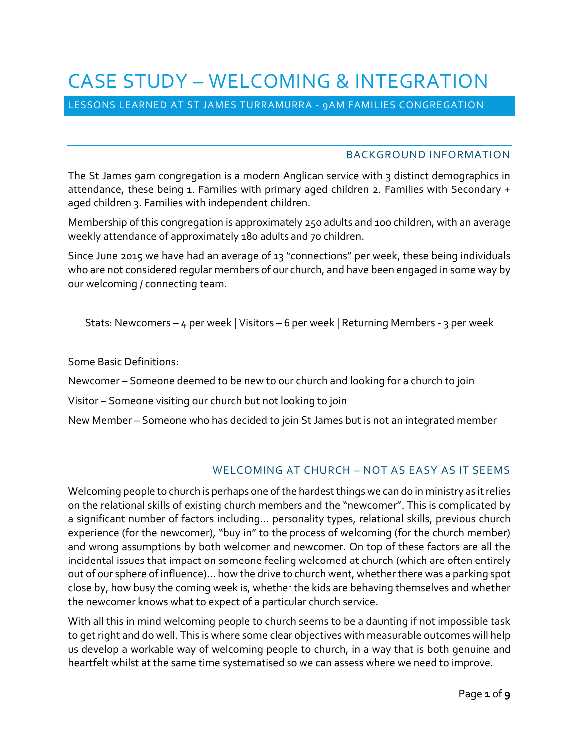# CASE STUDY – WELCOMING & INTEGRATION

## LESSONS LEARNED AT ST JAMES TURRAMURRA - 9AM FAMILIES CONGREGATION

### BACKGROUND INFORMATION

The St James 9am congregation is a modern Anglican service with 3 distinct demographics in attendance, these being 1. Families with primary aged children 2. Families with Secondary + aged children 3. Families with independent children.

Membership of this congregation is approximately 250 adults and 100 children, with an average weekly attendance of approximately 180 adults and 70 children.

Since June 2015 we have had an average of 13 "connections" per week, these being individuals who are not considered regular members of our church, and have been engaged in some way by our welcoming / connecting team.

Stats: Newcomers – 4 per week | Visitors – 6 per week | Returning Members - 3 per week

Some Basic Definitions:

Newcomer – Someone deemed to be new to our church and looking for a church to join

Visitor – Someone visiting our church but not looking to join

New Member – Someone who has decided to join St James but is not an integrated member

### WELCOMING AT CHURCH – NOT AS EASY AS IT SEEMS

Welcoming people to church is perhaps one of the hardest things we can do in ministry as it relies on the relational skills of existing church members and the "newcomer". This is complicated by a significant number of factors including… personality types, relational skills, previous church experience (for the newcomer), "buy in" to the process of welcoming (for the church member) and wrong assumptions by both welcomer and newcomer. On top of these factors are all the incidental issues that impact on someone feeling welcomed at church (which are often entirely out of our sphere of influence)… how the drive to church went, whether there was a parking spot close by, how busy the coming week is, whether the kids are behaving themselves and whether the newcomer knows what to expect of a particular church service.

With all this in mind welcoming people to church seems to be a daunting if not impossible task to get right and do well. This is where some clear objectives with measurable outcomes will help us develop a workable way of welcoming people to church, in a way that is both genuine and heartfelt whilst at the same time systematised so we can assess where we need to improve.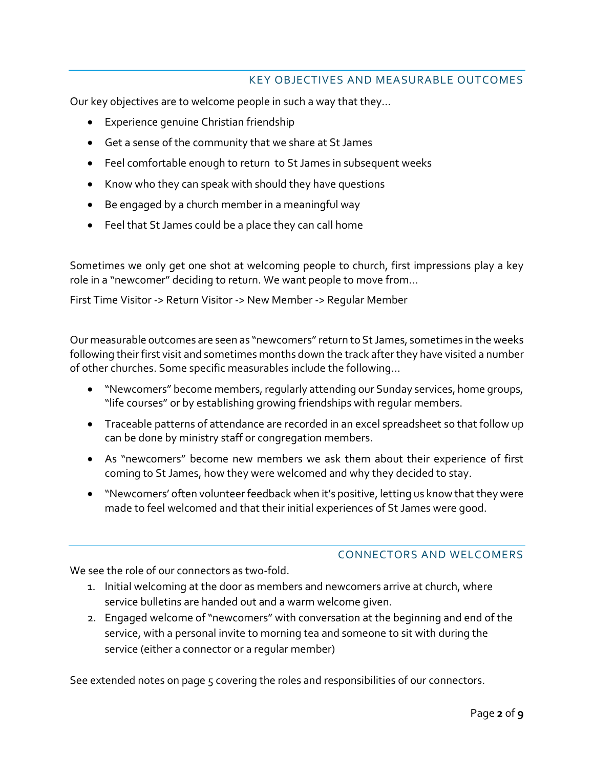## KEY OBJECTIVES AND MEASURABLE OUTCOMES

Our key objectives are to welcome people in such a way that they…

- Experience genuine Christian friendship
- Get a sense of the community that we share at St James
- Feel comfortable enough to return  to St James in subsequent weeks
- Know who they can speak with should they have questions
- Be engaged by a church member in a meaningful way
- Feel that St James could be a place they can call home

Sometimes we only get one shot at welcoming people to church, first impressions play a key role in a "newcomer" deciding to return. We want people to move from…

First Time Visitor -> Return Visitor -> New Member -> Regular Member

Our measurable outcomes are seen as "newcomers" return to St James, sometimes in the weeks following their first visit and sometimes months down the track after they have visited a number of other churches. Some specific measurables include the following…

- "Newcomers" become members, regularly attending our Sunday services, home groups, "life courses" or by establishing growing friendships with regular members.
- Traceable patterns of attendance are recorded in an excel spreadsheet so that follow up can be done by ministry staff or congregation members.
- As "newcomers" become new members we ask them about their experience of first coming to St James, how they were welcomed and why they decided to stay.
- "Newcomers' often volunteer feedback when it's positive, letting us know that they were made to feel welcomed and that their initial experiences of St James were good.

## CONNECTORS AND WELCOMERS

We see the role of our connectors as two-fold.

1. Initial welcoming at the door as members and newcomers arrive at church, where service bulletins are handed out and a warm welcome given.
2. Engaged welcome of "newcomers" with conversation at the beginning and end of the service, with a personal invite to morning tea and someone to sit with during the service (either a connector or a regular member)

See extended notes on page 5 covering the roles and responsibilities of our connectors.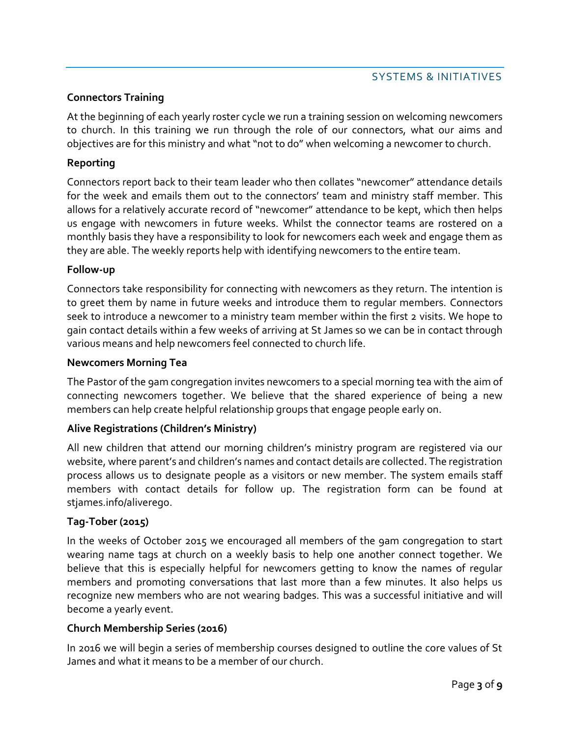## SYSTEMS & INITIATIVES

### Connectors Training

At the beginning of each yearly roster cycle we run a training session on welcoming newcomers to church. In this training we run through the role of our connectors, what our aims and objectives are for this ministry and what "not to do" when welcoming a newcomer to church.

### Reporting

Connectors report back to their team leader who then collates "newcomer" attendance details for the week and emails them out to the connectors' team and ministry staff member. This allows for a relatively accurate record of "newcomer" attendance to be kept, which then helps us engage with newcomers in future weeks. Whilst the connector teams are rostered on a monthly basis they have a responsibility to look for newcomers each week and engage them as they are able. The weekly reports help with identifying newcomers to the entire team.

### Follow-up

Connectors take responsibility for connecting with newcomers as they return. The intention is to greet them by name in future weeks and introduce them to regular members. Connectors seek to introduce a newcomer to a ministry team member within the first 2 visits. We hope to gain contact details within a few weeks of arriving at St James so we can be in contact through various means and help newcomers feel connected to church life.

### Newcomers Morning Tea

The Pastor of the 9am congregation invites newcomers to a special morning tea with the aim of connecting newcomers together. We believe that the shared experience of being a new members can help create helpful relationship groups that engage people early on.

### Alive Registrations (Children's Ministry)

All new children that attend our morning children's ministry program are registered via our website, where parent's and children's names and contact details are collected. The registration process allows us to designate people as a visitors or new member. The system emails staff members with contact details for follow up. The registration form can be found at stjames.info/aliverego.

### Tag-Tober (2015)

In the weeks of October 2015 we encouraged all members of the 9am congregation to start wearing name tags at church on a weekly basis to help one another connect together. We believe that this is especially helpful for newcomers getting to know the names of regular members and promoting conversations that last more than a few minutes. It also helps us recognize new members who are not wearing badges. This was a successful initiative and will become a yearly event.

### Church Membership Series (2016)

In 2016 we will begin a series of membership courses designed to outline the core values of St James and what it means to be a member of our church.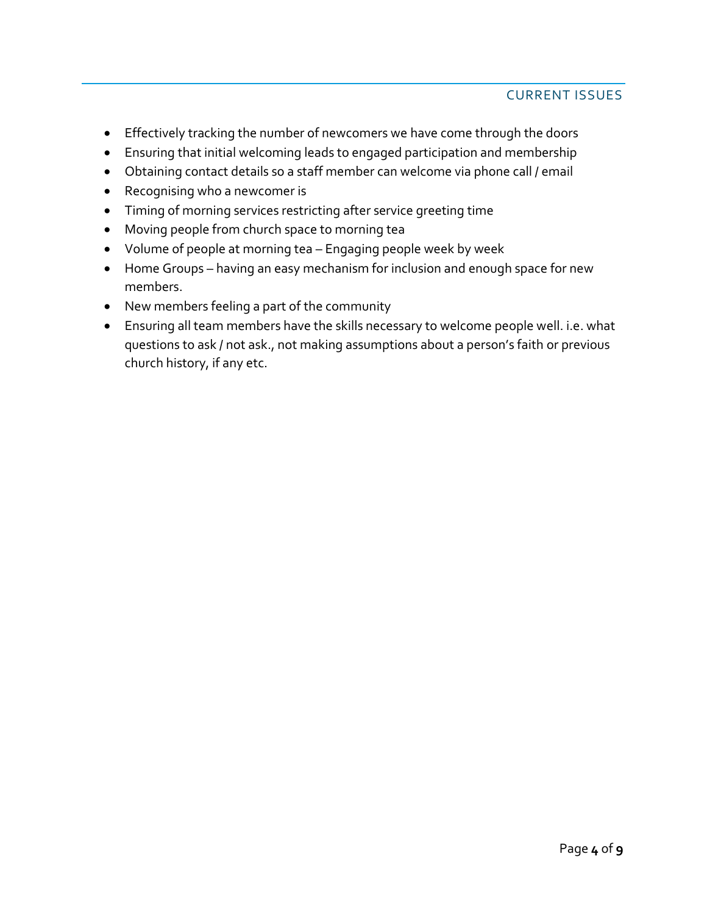## CURRENT ISSUES

- Effectively tracking the number of newcomers we have come through the doors
- Ensuring that initial welcoming leads to engaged participation and membership
- Obtaining contact details so a staff member can welcome via phone call / email
- Recognising who a newcomer is
- Timing of morning services restricting after service greeting time
- Moving people from church space to morning tea
- Volume of people at morning tea – Engaging people week by week
- Home Groups – having an easy mechanism for inclusion and enough space for new members.
- New members feeling a part of the community
- Ensuring all team members have the skills necessary to welcome people well. i.e. what questions to ask / not ask., not making assumptions about a person's faith or previous church history, if any etc.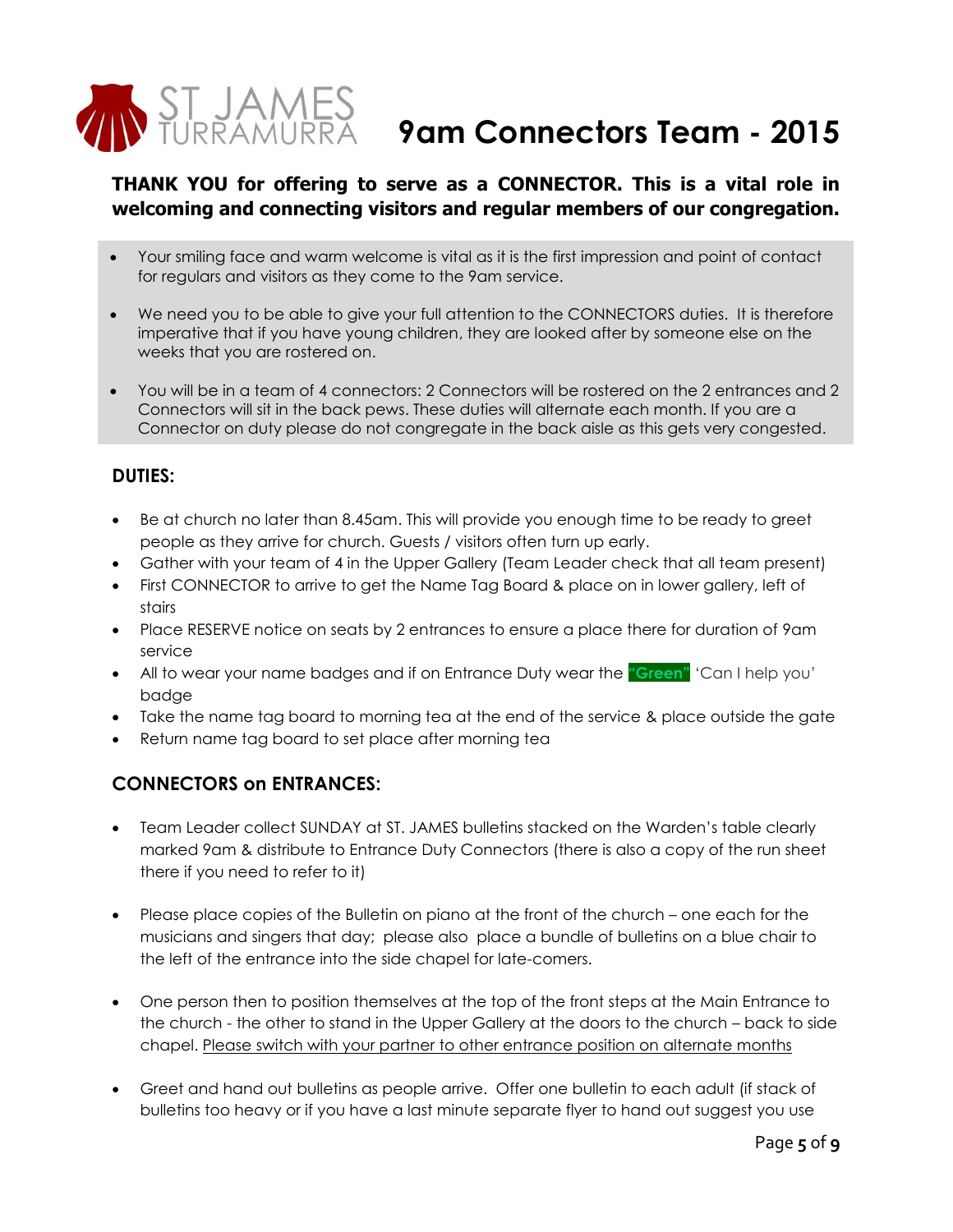# 9am Connectors Team - 2015

**THANK YOU for offering to serve as a CONNECTOR. This is a vital role in welcoming and connecting visitors and regular members of our congregation.**

- Your smiling face and warm welcome is vital as it is the first impression and point of contact for regulars and visitors as they come to the 9am service.
- We need you to be able to give your full attention to the CONNECTORS duties. It is therefore imperative that if you have young children, they are looked after by someone else on the weeks that you are rostered on.
- You will be in a team of 4 connectors: 2 Connectors will be rostered on the 2 entrances and 2 Connectors will sit in the back pews. These duties will alternate each month. If you are a Connector on duty please do not congregate in the back aisle as this gets very congested.

## DUTIES:

- Be at church no later than 8.45am. This will provide you enough time to be ready to greet people as they arrive for church. Guests / visitors often turn up early.
- Gather with your team of 4 in the Upper Gallery (Team Leader check that all team present)
- First CONNECTOR to arrive to get the Name Tag Board & place on in lower gallery, left of stairs
- Place RESERVE notice on seats by 2 entrances to ensure a place there for duration of 9am service
- All to wear your name badges and if on Entrance Duty wear the **"Green"** 'Can I help you' badge
- Take the name tag board to morning tea at the end of the service & place outside the gate
- Return name tag board to set place after morning tea

## CONNECTORS on ENTRANCES:

- Team Leader collect SUNDAY at ST. JAMES bulletins stacked on the Warden's table clearly marked 9am & distribute to Entrance Duty Connectors (there is also a copy of the run sheet there if you need to refer to it)
- Please place copies of the Bulletin on piano at the front of the church – one each for the musicians and singers that day; please also place a bundle of bulletins on a blue chair to the left of the entrance into the side chapel for late-comers.
- One person then to position themselves at the top of the front steps at the Main Entrance to the church - the other to stand in the Upper Gallery at the doors to the church – back to side chapel. <u>Please switch with your partner to other entrance position on alternate months</u>
- Greet and hand out bulletins as people arrive. Offer one bulletin to each adult (if stack of bulletins too heavy or if you have a last minute separate flyer to hand out suggest you use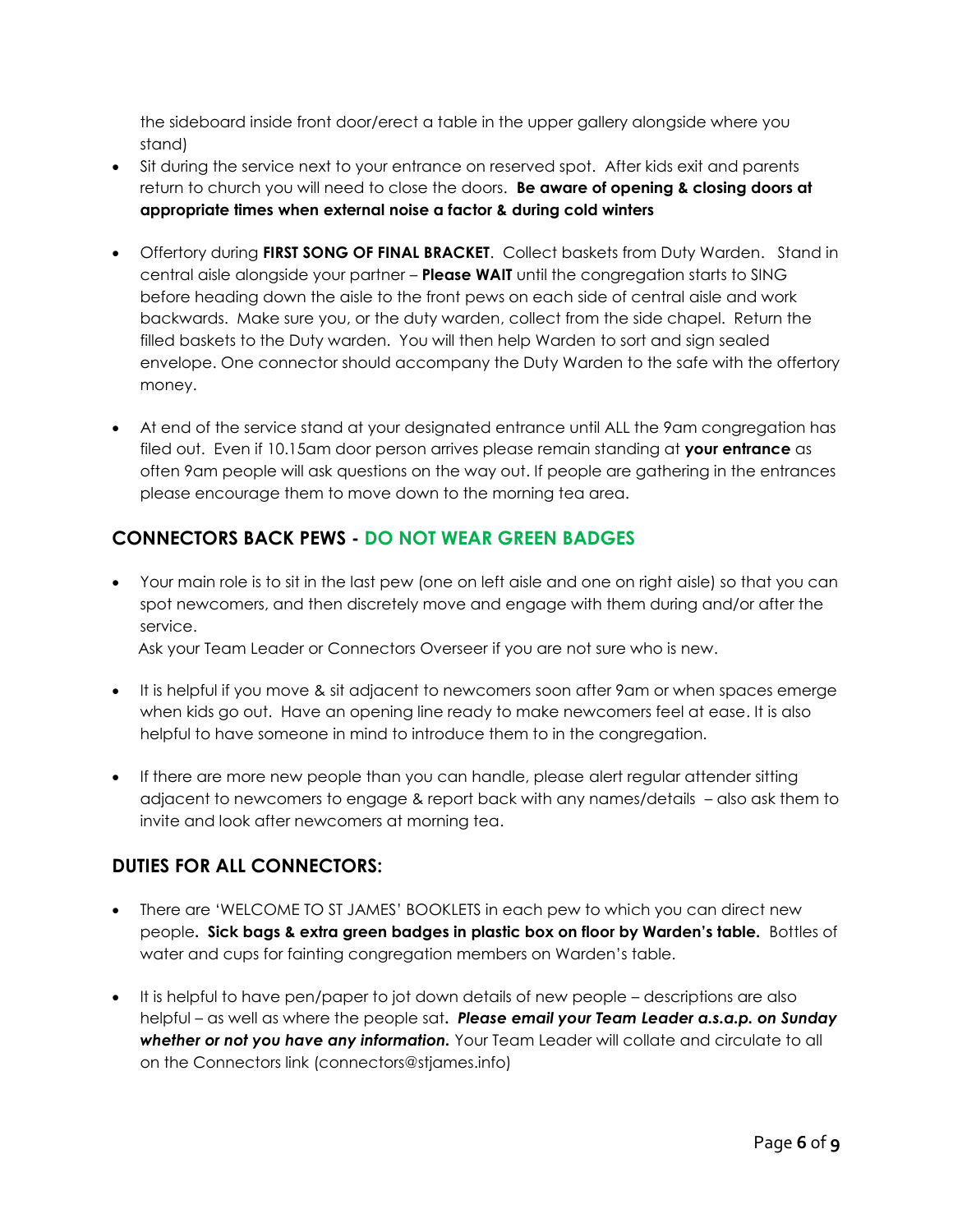the sideboard inside front door/erect a table in the upper gallery alongside where you stand)

- Sit during the service next to your entrance on reserved spot. After kids exit and parents return to church you will need to close the doors. **Be aware of opening & closing doors at appropriate times when external noise a factor & during cold winters**

- Offertory during **FIRST SONG OF FINAL BRACKET**. Collect baskets from Duty Warden. Stand in central aisle alongside your partner – **Please WAIT** until the congregation starts to SING before heading down the aisle to the front pews on each side of central aisle and work backwards. Make sure you, or the duty warden, collect from the side chapel. Return the filled baskets to the Duty warden. You will then help Warden to sort and sign sealed envelope. One connector should accompany the Duty Warden to the safe with the offertory money.

- At end of the service stand at your designated entrance until ALL the 9am congregation has filed out. Even if 10.15am door person arrives please remain standing at **your entrance** as often 9am people will ask questions on the way out. If people are gathering in the entrances please encourage them to move down to the morning tea area.

## CONNECTORS BACK PEWS - DO NOT WEAR GREEN BADGES

- Your main role is to sit in the last pew (one on left aisle and one on right aisle) so that you can spot newcomers, and then discretely move and engage with them during and/or after the service.
  Ask your Team Leader or Connectors Overseer if you are not sure who is new.

- It is helpful if you move & sit adjacent to newcomers soon after 9am or when spaces emerge when kids go out. Have an opening line ready to make newcomers feel at ease. It is also helpful to have someone in mind to introduce them to in the congregation.

- If there are more new people than you can handle, please alert regular attender sitting adjacent to newcomers to engage & report back with any names/details – also ask them to invite and look after newcomers at morning tea.

## DUTIES FOR ALL CONNECTORS:

- There are 'WELCOME TO ST JAMES' BOOKLETS in each pew to which you can direct new people**. Sick bags & extra green badges in plastic box on floor by Warden's table.** Bottles of water and cups for fainting congregation members on Warden's table.

- It is helpful to have pen/paper to jot down details of new people – descriptions are also helpful – as well as where the people sat**. *Please email your Team Leader a.s.a.p. on Sunday whether or not you have any information.*** Your Team Leader will collate and circulate to all on the Connectors link (connectors@stjames.info)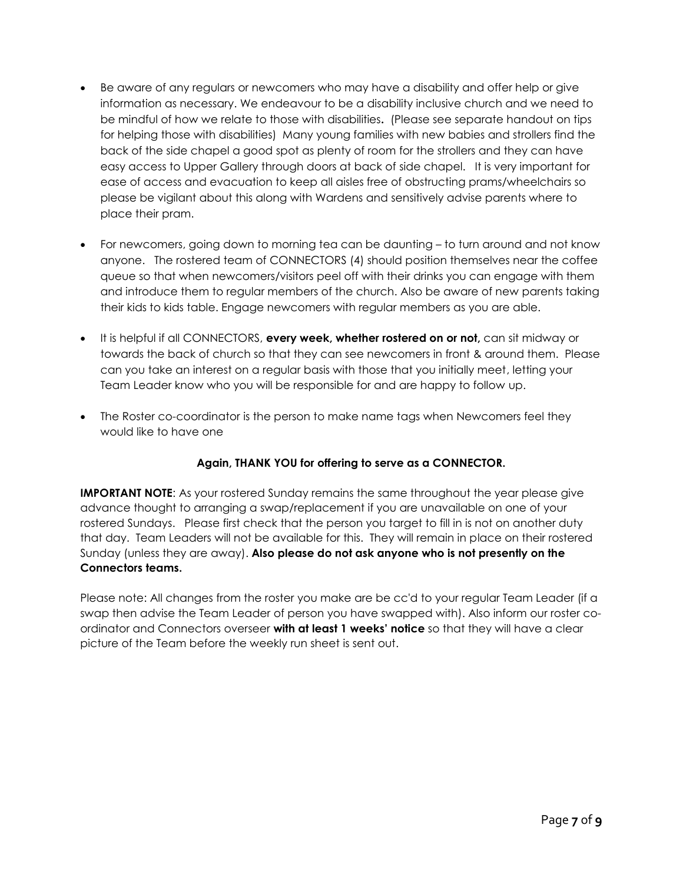- Be aware of any regulars or newcomers who may have a disability and offer help or give information as necessary. We endeavour to be a disability inclusive church and we need to be mindful of how we relate to those with disabilities**.** (Please see separate handout on tips for helping those with disabilities) Many young families with new babies and strollers find the back of the side chapel a good spot as plenty of room for the strollers and they can have easy access to Upper Gallery through doors at back of side chapel. It is very important for ease of access and evacuation to keep all aisles free of obstructing prams/wheelchairs so please be vigilant about this along with Wardens and sensitively advise parents where to place their pram.

- For newcomers, going down to morning tea can be daunting – to turn around and not know anyone. The rostered team of CONNECTORS (4) should position themselves near the coffee queue so that when newcomers/visitors peel off with their drinks you can engage with them and introduce them to regular members of the church. Also be aware of new parents taking their kids to kids table. Engage newcomers with regular members as you are able.

- It is helpful if all CONNECTORS, **every week, whether rostered on or not,** can sit midway or towards the back of church so that they can see newcomers in front & around them. Please can you take an interest on a regular basis with those that you initially meet, letting your Team Leader know who you will be responsible for and are happy to follow up.

- The Roster co-coordinator is the person to make name tags when Newcomers feel they would like to have one

**Again, THANK YOU for offering to serve as a CONNECTOR.**

**IMPORTANT NOTE**: As your rostered Sunday remains the same throughout the year please give advance thought to arranging a swap/replacement if you are unavailable on one of your rostered Sundays. Please first check that the person you target to fill in is not on another duty that day. Team Leaders will not be available for this. They will remain in place on their rostered Sunday (unless they are away). **Also please do not ask anyone who is not presently on the Connectors teams.**

Please note: All changes from the roster you make are be cc'd to your regular Team Leader (if a swap then advise the Team Leader of person you have swapped with). Also inform our roster co-ordinator and Connectors overseer **with at least 1 weeks' notice** so that they will have a clear picture of the Team before the weekly run sheet is sent out.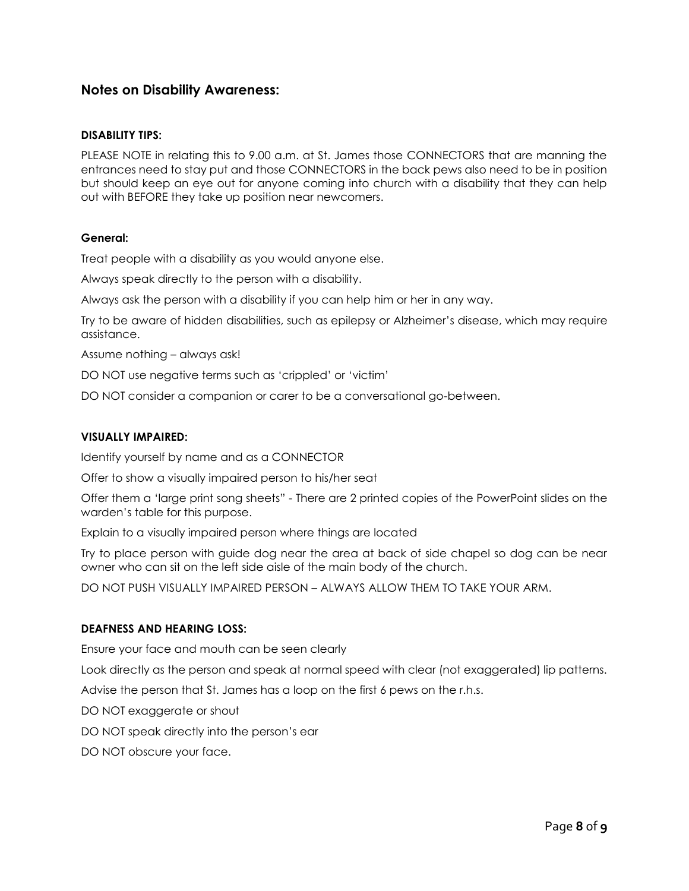## Notes on Disability Awareness:

**DISABILITY TIPS:**

PLEASE NOTE in relating this to 9.00 a.m. at St. James those CONNECTORS that are manning the entrances need to stay put and those CONNECTORS in the back pews also need to be in position but should keep an eye out for anyone coming into church with a disability that they can help out with BEFORE they take up position near newcomers.

**General:**

Treat people with a disability as you would anyone else.

Always speak directly to the person with a disability.

Always ask the person with a disability if you can help him or her in any way.

Try to be aware of hidden disabilities, such as epilepsy or Alzheimer's disease, which may require assistance.

Assume nothing – always ask!

DO NOT use negative terms such as 'crippled' or 'victim'

DO NOT consider a companion or carer to be a conversational go-between.

**VISUALLY IMPAIRED:**

Identify yourself by name and as a CONNECTOR

Offer to show a visually impaired person to his/her seat

Offer them a 'large print song sheets" - There are 2 printed copies of the PowerPoint slides on the warden's table for this purpose.

Explain to a visually impaired person where things are located

Try to place person with guide dog near the area at back of side chapel so dog can be near owner who can sit on the left side aisle of the main body of the church.

DO NOT PUSH VISUALLY IMPAIRED PERSON – ALWAYS ALLOW THEM TO TAKE YOUR ARM.

**DEAFNESS AND HEARING LOSS:**

Ensure your face and mouth can be seen clearly

Look directly as the person and speak at normal speed with clear (not exaggerated) lip patterns.

Advise the person that St. James has a loop on the first 6 pews on the r.h.s.

DO NOT exaggerate or shout

DO NOT speak directly into the person's ear

DO NOT obscure your face.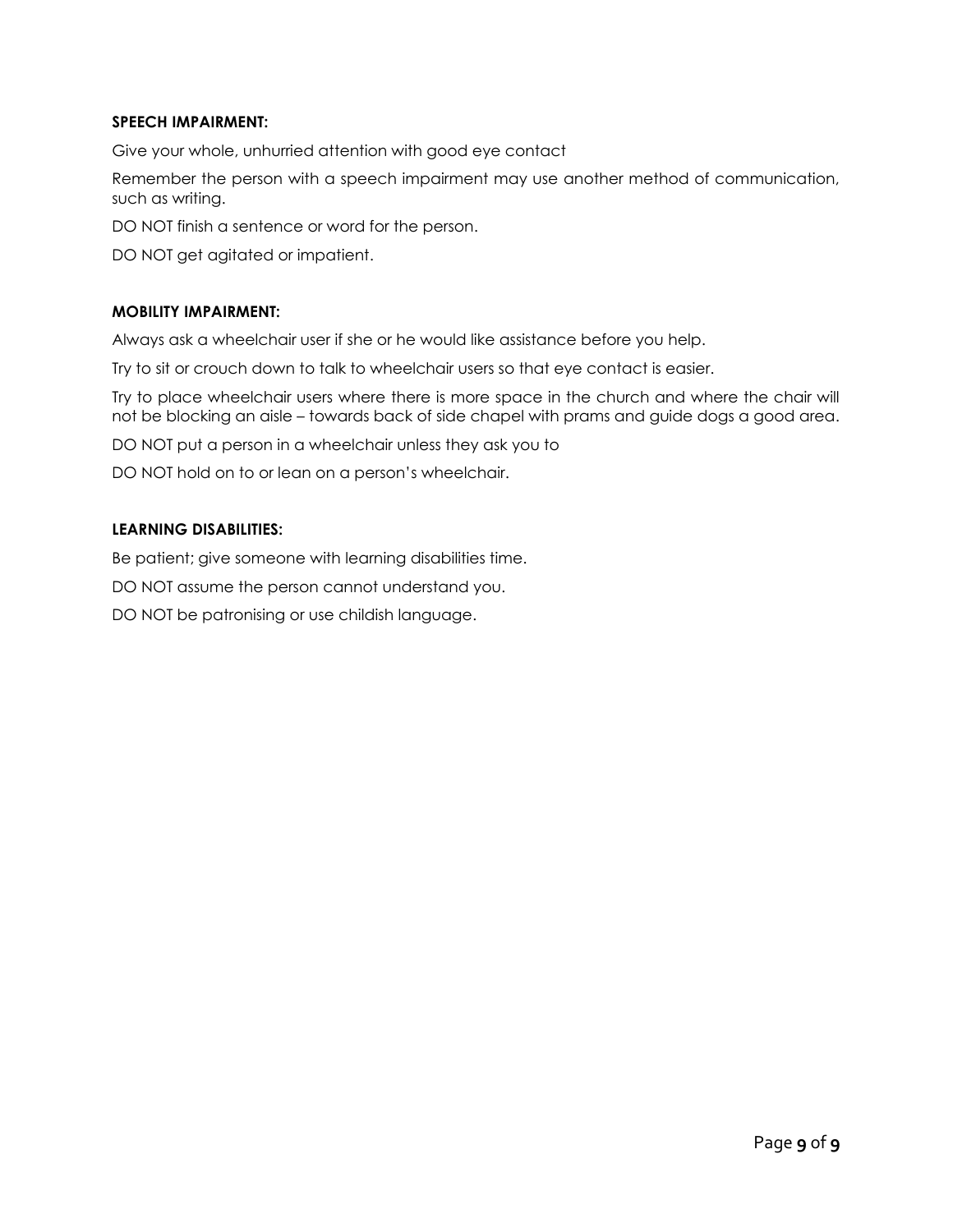**SPEECH IMPAIRMENT:**

Give your whole, unhurried attention with good eye contact

Remember the person with a speech impairment may use another method of communication, such as writing.

DO NOT finish a sentence or word for the person.

DO NOT get agitated or impatient.

**MOBILITY IMPAIRMENT:**

Always ask a wheelchair user if she or he would like assistance before you help.

Try to sit or crouch down to talk to wheelchair users so that eye contact is easier.

Try to place wheelchair users where there is more space in the church and where the chair will not be blocking an aisle – towards back of side chapel with prams and guide dogs a good area.

DO NOT put a person in a wheelchair unless they ask you to

DO NOT hold on to or lean on a person's wheelchair.

**LEARNING DISABILITIES:**

Be patient; give someone with learning disabilities time.

DO NOT assume the person cannot understand you.

DO NOT be patronising or use childish language.